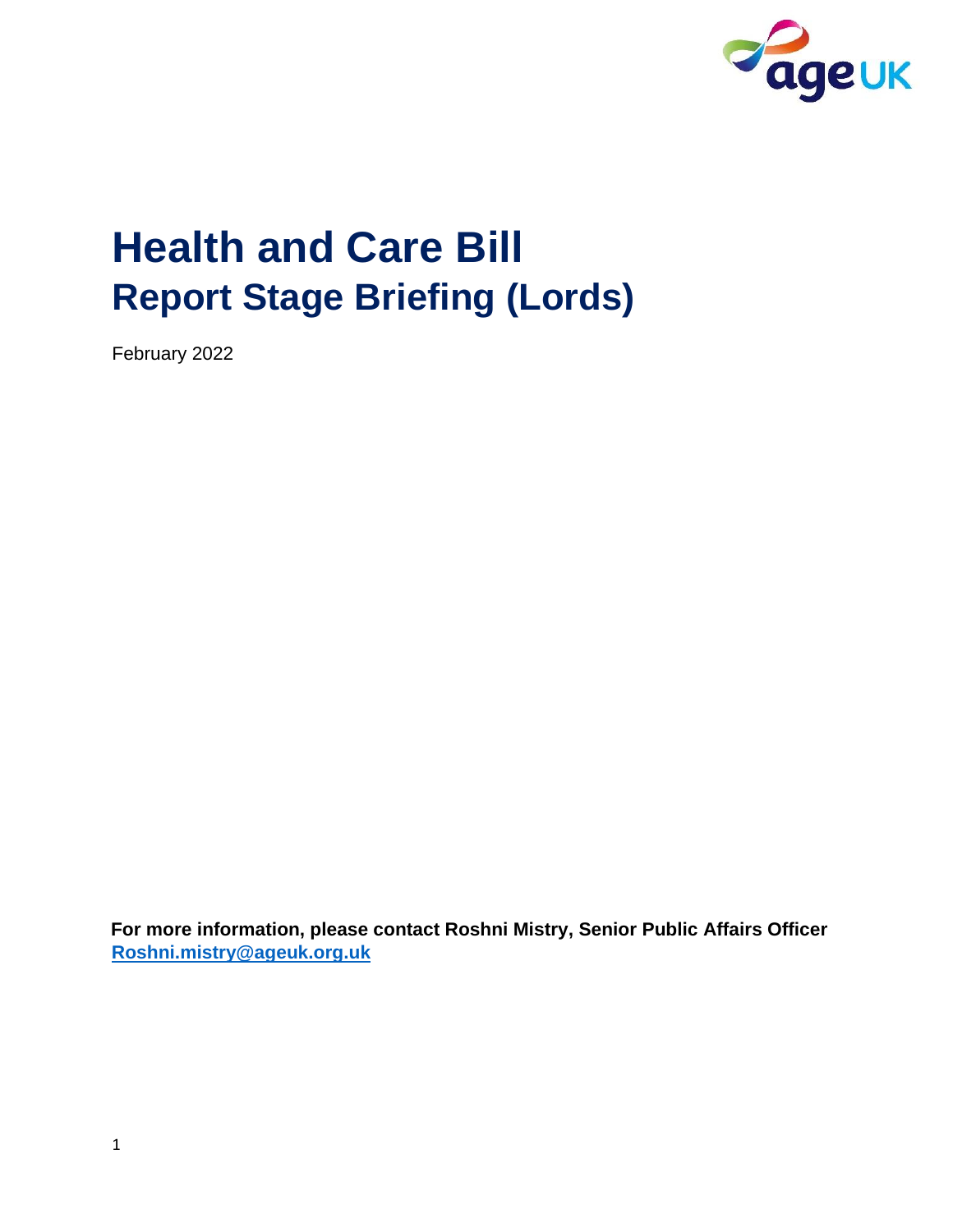# Health and Care Bill

## Report Stage Briefing (Lords)

February 2022

**For more information, please contact Roshni Mistry, Senior Public Affairs Officer**
**[Roshni.mistry@ageuk.org.uk](mailto:Roshni.mistry@ageuk.org.uk)**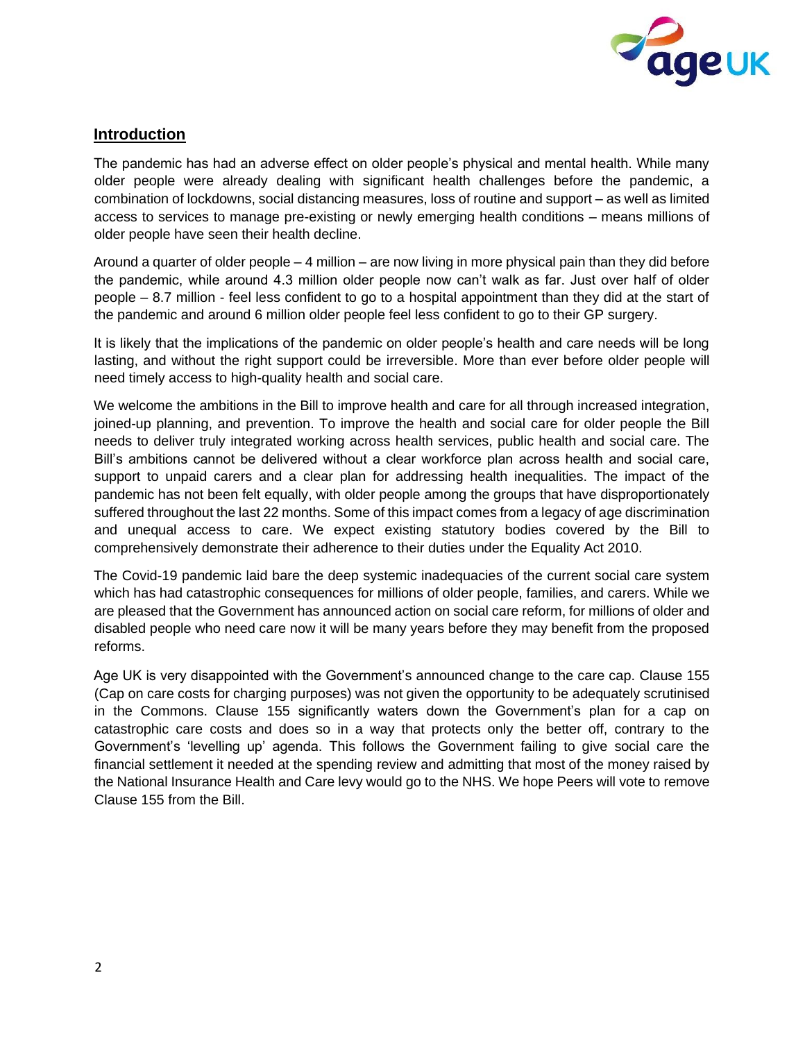## Introduction

The pandemic has had an adverse effect on older people's physical and mental health. While many older people were already dealing with significant health challenges before the pandemic, a combination of lockdowns, social distancing measures, loss of routine and support – as well as limited access to services to manage pre-existing or newly emerging health conditions – means millions of older people have seen their health decline.

Around a quarter of older people – 4 million – are now living in more physical pain than they did before the pandemic, while around 4.3 million older people now can't walk as far. Just over half of older people – 8.7 million - feel less confident to go to a hospital appointment than they did at the start of the pandemic and around 6 million older people feel less confident to go to their GP surgery.

It is likely that the implications of the pandemic on older people's health and care needs will be long lasting, and without the right support could be irreversible. More than ever before older people will need timely access to high-quality health and social care.

We welcome the ambitions in the Bill to improve health and care for all through increased integration, joined-up planning, and prevention. To improve the health and social care for older people the Bill needs to deliver truly integrated working across health services, public health and social care. The Bill's ambitions cannot be delivered without a clear workforce plan across health and social care, support to unpaid carers and a clear plan for addressing health inequalities. The impact of the pandemic has not been felt equally, with older people among the groups that have disproportionately suffered throughout the last 22 months. Some of this impact comes from a legacy of age discrimination and unequal access to care. We expect existing statutory bodies covered by the Bill to comprehensively demonstrate their adherence to their duties under the Equality Act 2010.

The Covid-19 pandemic laid bare the deep systemic inadequacies of the current social care system which has had catastrophic consequences for millions of older people, families, and carers. While we are pleased that the Government has announced action on social care reform, for millions of older and disabled people who need care now it will be many years before they may benefit from the proposed reforms.

Age UK is very disappointed with the Government's announced change to the care cap. Clause 155 (Cap on care costs for charging purposes) was not given the opportunity to be adequately scrutinised in the Commons. Clause 155 significantly waters down the Government's plan for a cap on catastrophic care costs and does so in a way that protects only the better off, contrary to the Government's 'levelling up' agenda. This follows the Government failing to give social care the financial settlement it needed at the spending review and admitting that most of the money raised by the National Insurance Health and Care levy would go to the NHS. We hope Peers will vote to remove Clause 155 from the Bill.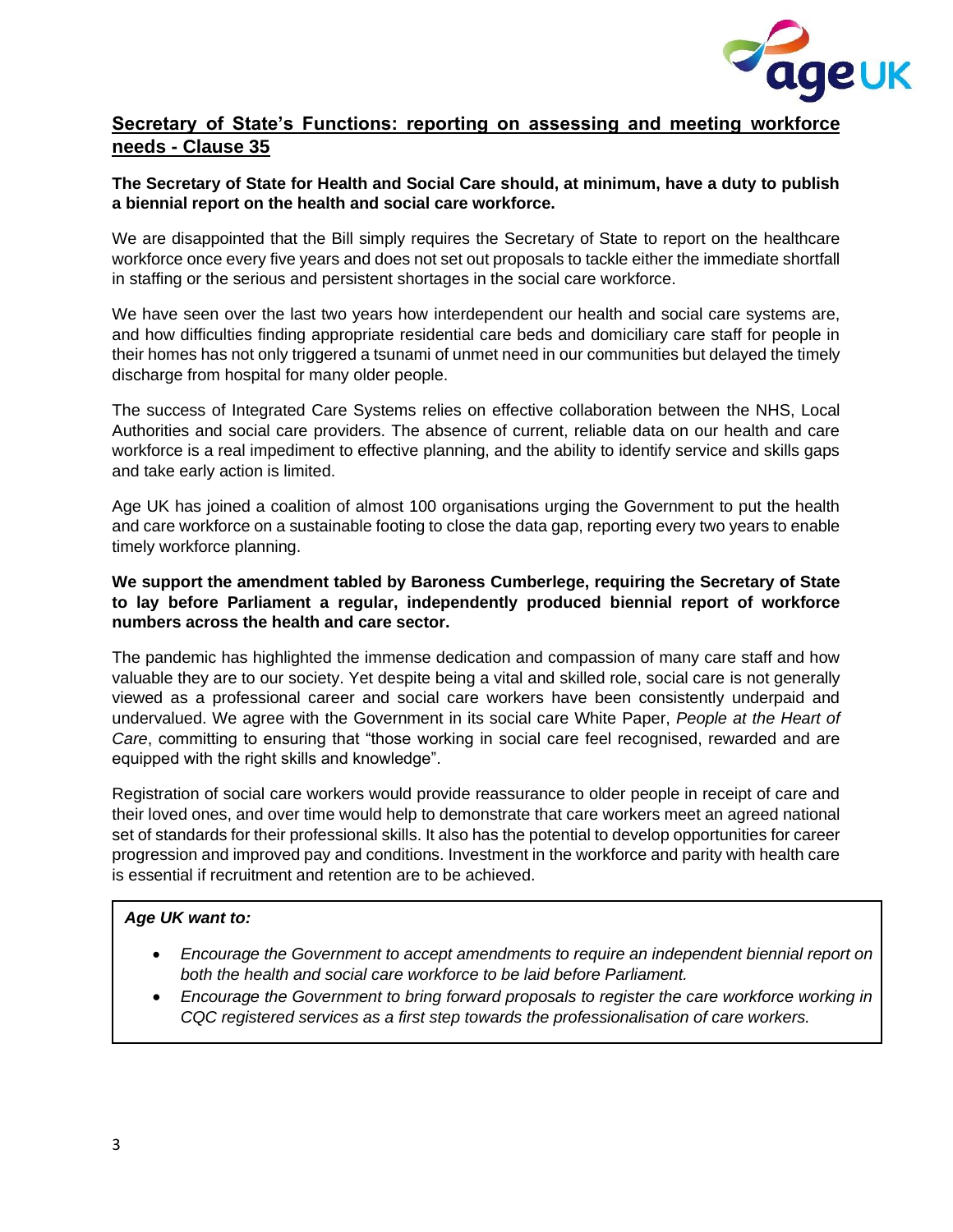## Secretary of State's Functions: reporting on assessing and meeting workforce needs - Clause 35

**The Secretary of State for Health and Social Care should, at minimum, have a duty to publish a biennial report on the health and social care workforce.**

We are disappointed that the Bill simply requires the Secretary of State to report on the healthcare workforce once every five years and does not set out proposals to tackle either the immediate shortfall in staffing or the serious and persistent shortages in the social care workforce.

We have seen over the last two years how interdependent our health and social care systems are, and how difficulties finding appropriate residential care beds and domiciliary care staff for people in their homes has not only triggered a tsunami of unmet need in our communities but delayed the timely discharge from hospital for many older people.

The success of Integrated Care Systems relies on effective collaboration between the NHS, Local Authorities and social care providers. The absence of current, reliable data on our health and care workforce is a real impediment to effective planning, and the ability to identify service and skills gaps and take early action is limited.

Age UK has joined a coalition of almost 100 organisations urging the Government to put the health and care workforce on a sustainable footing to close the data gap, reporting every two years to enable timely workforce planning.

**We support the amendment tabled by Baroness Cumberlege, requiring the Secretary of State to lay before Parliament a regular, independently produced biennial report of workforce numbers across the health and care sector.**

The pandemic has highlighted the immense dedication and compassion of many care staff and how valuable they are to our society. Yet despite being a vital and skilled role, social care is not generally viewed as a professional career and social care workers have been consistently underpaid and undervalued. We agree with the Government in its social care White Paper, *People at the Heart of Care*, committing to ensuring that "those working in social care feel recognised, rewarded and are equipped with the right skills and knowledge".

Registration of social care workers would provide reassurance to older people in receipt of care and their loved ones, and over time would help to demonstrate that care workers meet an agreed national set of standards for their professional skills. It also has the potential to develop opportunities for career progression and improved pay and conditions. Investment in the workforce and parity with health care is essential if recruitment and retention are to be achieved.

***Age UK want to:***

- *Encourage the Government to accept amendments to require an independent biennial report on both the health and social care workforce to be laid before Parliament.*
- *Encourage the Government to bring forward proposals to register the care workforce working in CQC registered services as a first step towards the professionalisation of care workers.*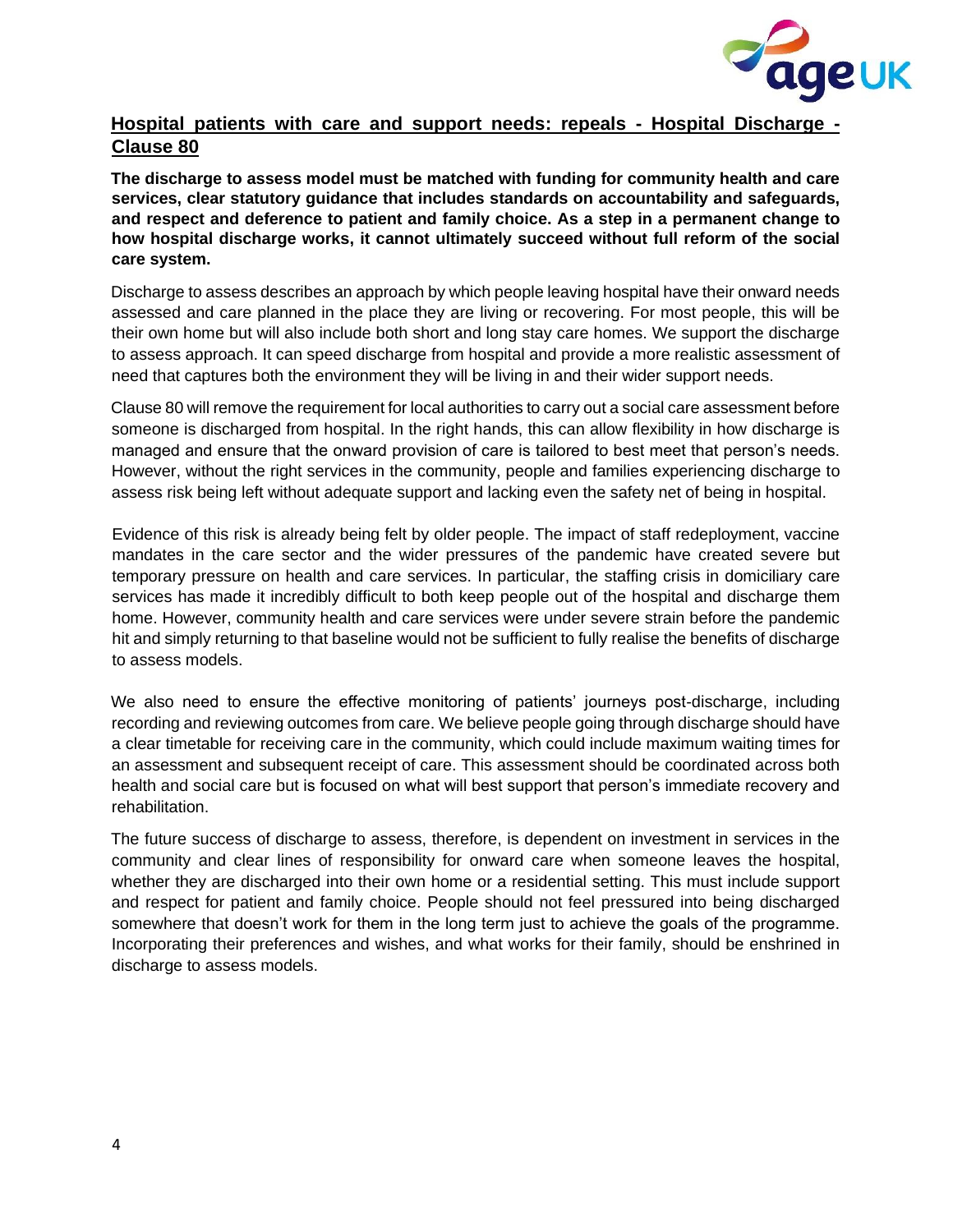## Hospital patients with care and support needs: repeals - Hospital Discharge - Clause 80

**The discharge to assess model must be matched with funding for community health and care services, clear statutory guidance that includes standards on accountability and safeguards, and respect and deference to patient and family choice. As a step in a permanent change to how hospital discharge works, it cannot ultimately succeed without full reform of the social care system.**

Discharge to assess describes an approach by which people leaving hospital have their onward needs assessed and care planned in the place they are living or recovering. For most people, this will be their own home but will also include both short and long stay care homes. We support the discharge to assess approach. It can speed discharge from hospital and provide a more realistic assessment of need that captures both the environment they will be living in and their wider support needs.

Clause 80 will remove the requirement for local authorities to carry out a social care assessment before someone is discharged from hospital. In the right hands, this can allow flexibility in how discharge is managed and ensure that the onward provision of care is tailored to best meet that person's needs. However, without the right services in the community, people and families experiencing discharge to assess risk being left without adequate support and lacking even the safety net of being in hospital.

Evidence of this risk is already being felt by older people. The impact of staff redeployment, vaccine mandates in the care sector and the wider pressures of the pandemic have created severe but temporary pressure on health and care services. In particular, the staffing crisis in domiciliary care services has made it incredibly difficult to both keep people out of the hospital and discharge them home. However, community health and care services were under severe strain before the pandemic hit and simply returning to that baseline would not be sufficient to fully realise the benefits of discharge to assess models.

We also need to ensure the effective monitoring of patients' journeys post-discharge, including recording and reviewing outcomes from care. We believe people going through discharge should have a clear timetable for receiving care in the community, which could include maximum waiting times for an assessment and subsequent receipt of care. This assessment should be coordinated across both health and social care but is focused on what will best support that person's immediate recovery and rehabilitation.

The future success of discharge to assess, therefore, is dependent on investment in services in the community and clear lines of responsibility for onward care when someone leaves the hospital, whether they are discharged into their own home or a residential setting. This must include support and respect for patient and family choice. People should not feel pressured into being discharged somewhere that doesn't work for them in the long term just to achieve the goals of the programme. Incorporating their preferences and wishes, and what works for their family, should be enshrined in discharge to assess models.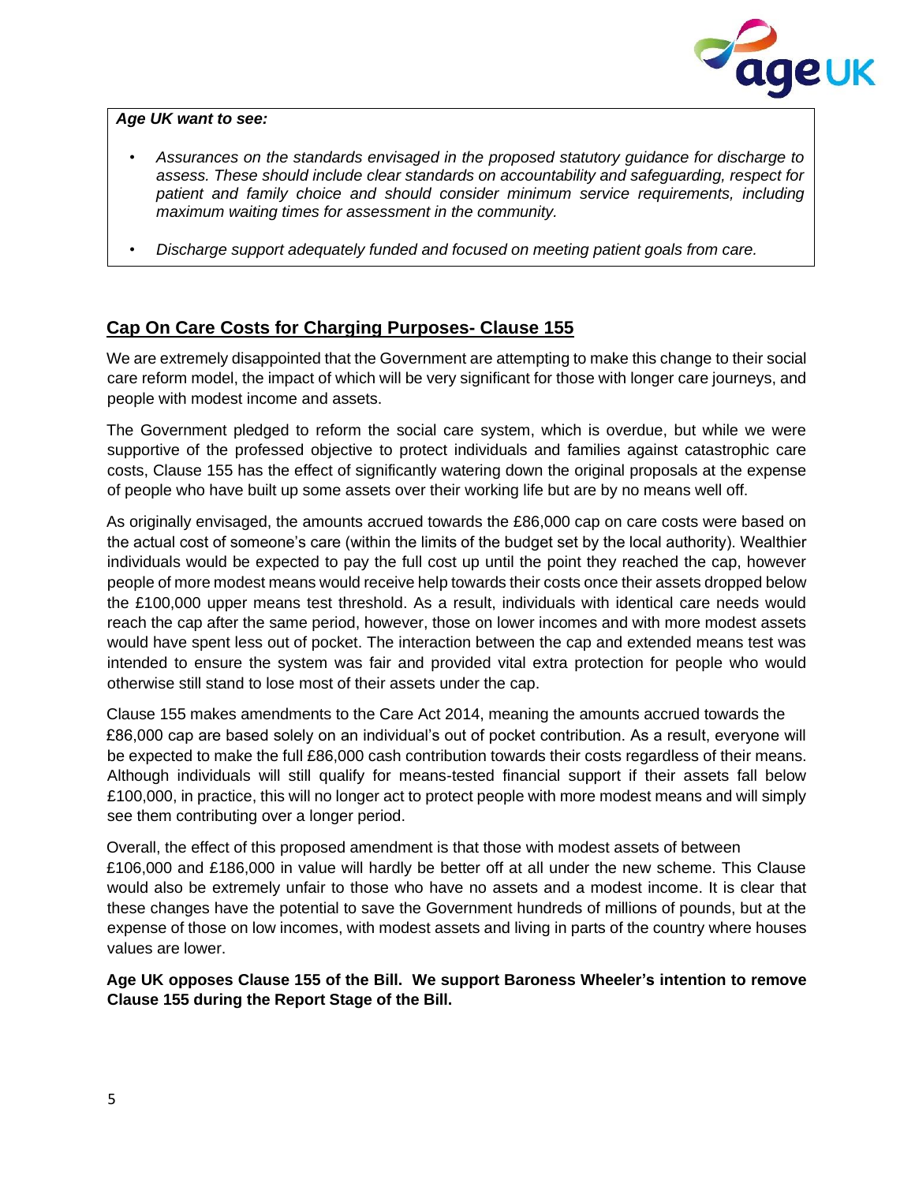*Age UK want to see:*

- *Assurances on the standards envisaged in the proposed statutory guidance for discharge to assess. These should include clear standards on accountability and safeguarding, respect for patient and family choice and should consider minimum service requirements, including maximum waiting times for assessment in the community.*
- *Discharge support adequately funded and focused on meeting patient goals from care.*

## Cap On Care Costs for Charging Purposes- Clause 155

We are extremely disappointed that the Government are attempting to make this change to their social care reform model, the impact of which will be very significant for those with longer care journeys, and people with modest income and assets.

The Government pledged to reform the social care system, which is overdue, but while we were supportive of the professed objective to protect individuals and families against catastrophic care costs, Clause 155 has the effect of significantly watering down the original proposals at the expense of people who have built up some assets over their working life but are by no means well off.

As originally envisaged, the amounts accrued towards the £86,000 cap on care costs were based on the actual cost of someone's care (within the limits of the budget set by the local authority). Wealthier individuals would be expected to pay the full cost up until the point they reached the cap, however people of more modest means would receive help towards their costs once their assets dropped below the £100,000 upper means test threshold. As a result, individuals with identical care needs would reach the cap after the same period, however, those on lower incomes and with more modest assets would have spent less out of pocket. The interaction between the cap and extended means test was intended to ensure the system was fair and provided vital extra protection for people who would otherwise still stand to lose most of their assets under the cap.

Clause 155 makes amendments to the Care Act 2014, meaning the amounts accrued towards the £86,000 cap are based solely on an individual's out of pocket contribution. As a result, everyone will be expected to make the full £86,000 cash contribution towards their costs regardless of their means. Although individuals will still qualify for means-tested financial support if their assets fall below £100,000, in practice, this will no longer act to protect people with more modest means and will simply see them contributing over a longer period.

Overall, the effect of this proposed amendment is that those with modest assets of between £106,000 and £186,000 in value will hardly be better off at all under the new scheme. This Clause would also be extremely unfair to those who have no assets and a modest income. It is clear that these changes have the potential to save the Government hundreds of millions of pounds, but at the expense of those on low incomes, with modest assets and living in parts of the country where houses values are lower.

**Age UK opposes Clause 155 of the Bill. We support Baroness Wheeler's intention to remove Clause 155 during the Report Stage of the Bill.**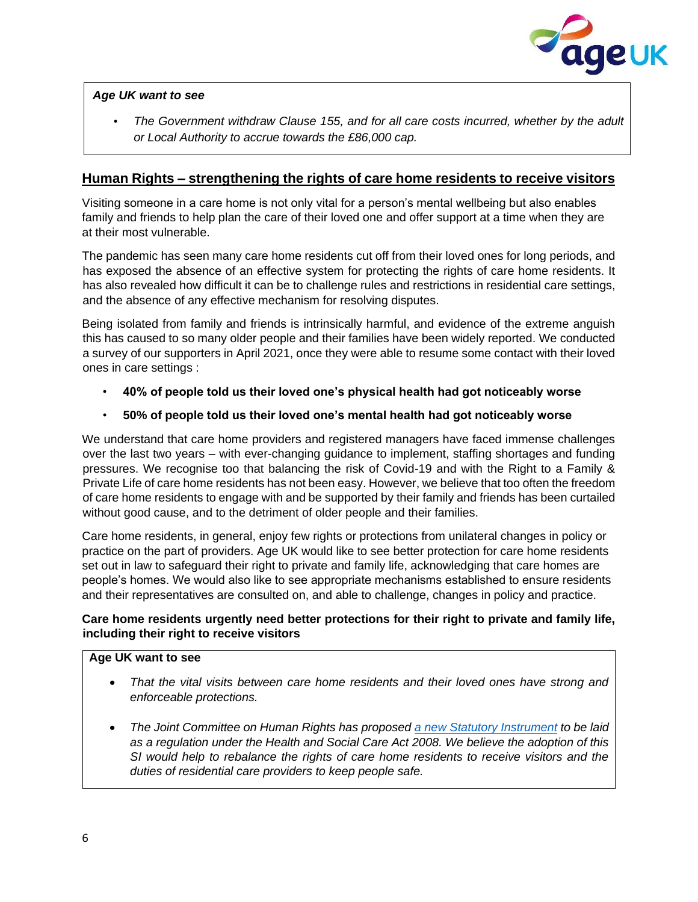***Age UK want to see***

- *The Government withdraw Clause 155, and for all care costs incurred, whether by the adult or Local Authority to accrue towards the £86,000 cap.*

## Human Rights – strengthening the rights of care home residents to receive visitors

Visiting someone in a care home is not only vital for a person's mental wellbeing but also enables family and friends to help plan the care of their loved one and offer support at a time when they are at their most vulnerable.

The pandemic has seen many care home residents cut off from their loved ones for long periods, and has exposed the absence of an effective system for protecting the rights of care home residents. It has also revealed how difficult it can be to challenge rules and restrictions in residential care settings, and the absence of any effective mechanism for resolving disputes.

Being isolated from family and friends is intrinsically harmful, and evidence of the extreme anguish this has caused to so many older people and their families have been widely reported. We conducted a survey of our supporters in April 2021, once they were able to resume some contact with their loved ones in care settings :

- **40% of people told us their loved one's physical health had got noticeably worse**
- **50% of people told us their loved one's mental health had got noticeably worse**

We understand that care home providers and registered managers have faced immense challenges over the last two years – with ever-changing guidance to implement, staffing shortages and funding pressures. We recognise too that balancing the risk of Covid-19 and with the Right to a Family & Private Life of care home residents has not been easy. However, we believe that too often the freedom of care home residents to engage with and be supported by their family and friends has been curtailed without good cause, and to the detriment of older people and their families.

Care home residents, in general, enjoy few rights or protections from unilateral changes in policy or practice on the part of providers. Age UK would like to see better protection for care home residents set out in law to safeguard their right to private and family life, acknowledging that care homes are people's homes. We would also like to see appropriate mechanisms established to ensure residents and their representatives are consulted on, and able to challenge, changes in policy and practice.

**Care home residents urgently need better protections for their right to private and family life, including their right to receive visitors**

**Age UK want to see**

- *That the vital visits between care home residents and their loved ones have strong and enforceable protections.*
- *The Joint Committee on Human Rights has proposed a new Statutory Instrument to be laid as a regulation under the Health and Social Care Act 2008. We believe the adoption of this SI would help to rebalance the rights of care home residents to receive visitors and the duties of residential care providers to keep people safe.*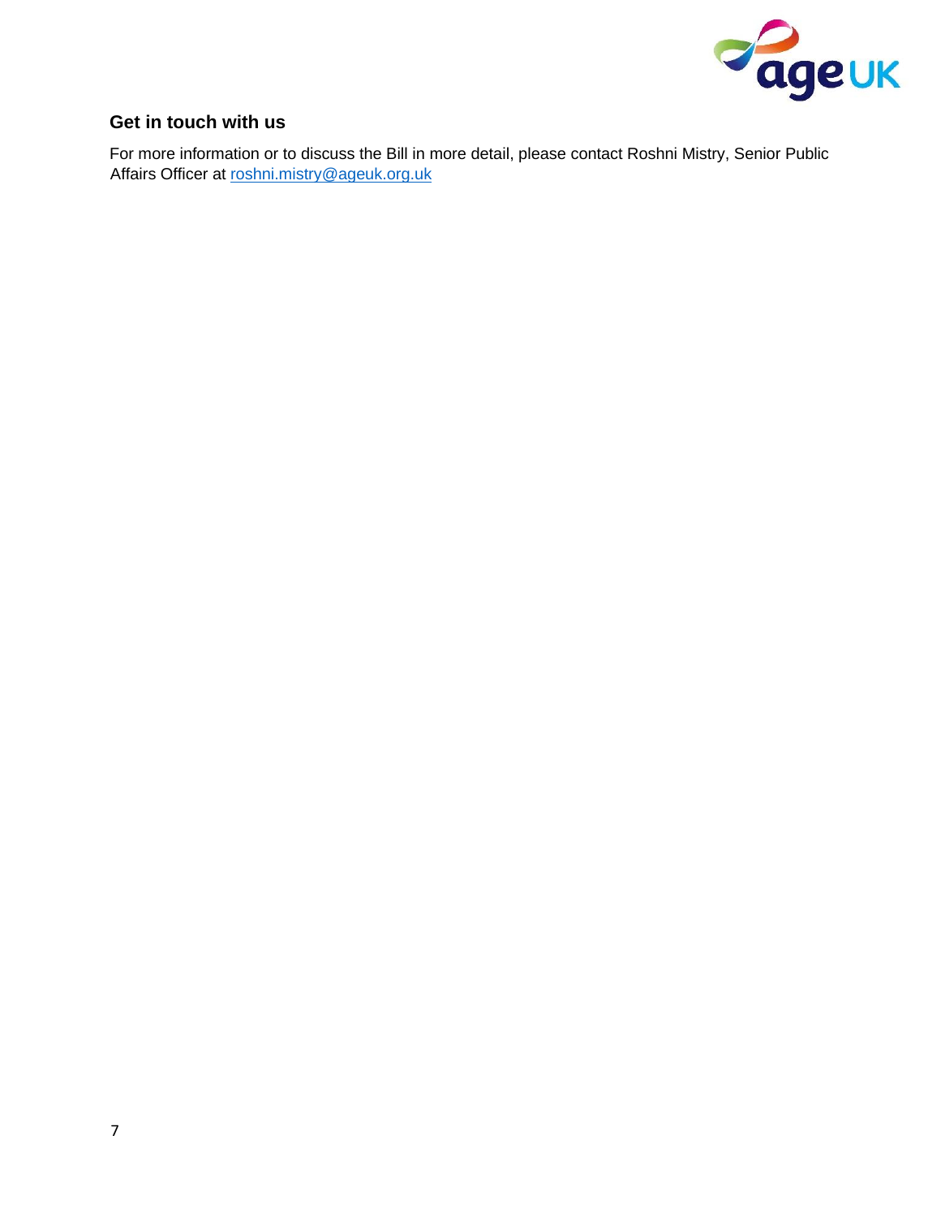## Get in touch with us

For more information or to discuss the Bill in more detail, please contact Roshni Mistry, Senior Public Affairs Officer at roshni.mistry@ageuk.org.uk